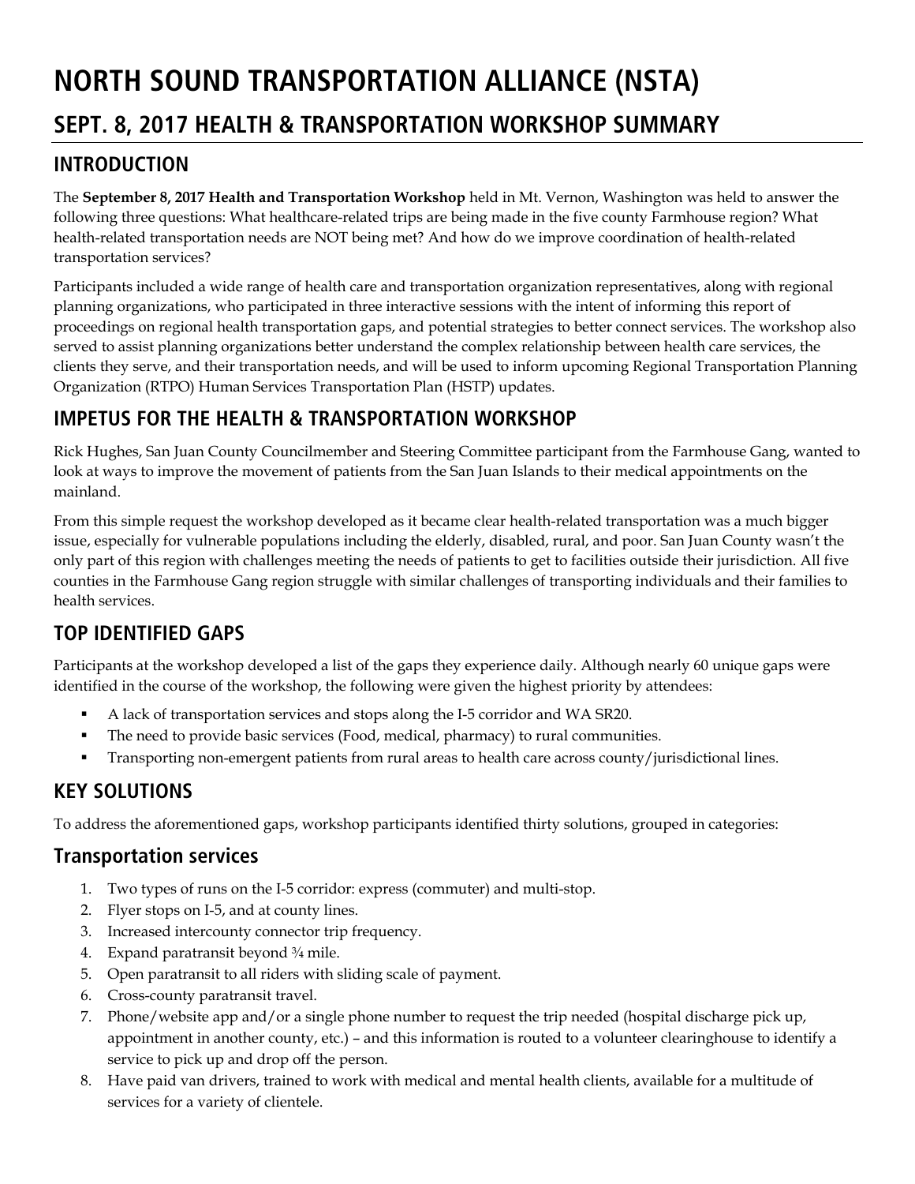# NORTH SOUND TRANSPORTATION ALLIANCE (NSTA)

## SEPT. 8, 2017 HEALTH & TRANSPORTATION WORKSHOP SUMMARY

## INTRODUCTION

The **September 8, 2017 Health and Transportation Workshop** held in Mt. Vernon, Washington was held to answer the following three questions: What healthcare-related trips are being made in the five county Farmhouse region? What health-related transportation needs are NOT being met? And how do we improve coordination of health-related transportation services?

Participants included a wide range of health care and transportation organization representatives, along with regional planning organizations, who participated in three interactive sessions with the intent of informing this report of proceedings on regional health transportation gaps, and potential strategies to better connect services. The workshop also served to assist planning organizations better understand the complex relationship between health care services, the clients they serve, and their transportation needs, and will be used to inform upcoming Regional Transportation Planning Organization (RTPO) Human Services Transportation Plan (HSTP) updates.

## IMPETUS FOR THE HEALTH & TRANSPORTATION WORKSHOP

Rick Hughes, San Juan County Councilmember and Steering Committee participant from the Farmhouse Gang, wanted to look at ways to improve the movement of patients from the San Juan Islands to their medical appointments on the mainland.

From this simple request the workshop developed as it became clear health-related transportation was a much bigger issue, especially for vulnerable populations including the elderly, disabled, rural, and poor. San Juan County wasn't the only part of this region with challenges meeting the needs of patients to get to facilities outside their jurisdiction. All five counties in the Farmhouse Gang region struggle with similar challenges of transporting individuals and their families to health services.

## TOP IDENTIFIED GAPS

Participants at the workshop developed a list of the gaps they experience daily. Although nearly 60 unique gaps were identified in the course of the workshop, the following were given the highest priority by attendees:

- A lack of transportation services and stops along the I-5 corridor and WA SR20.
- The need to provide basic services (Food, medical, pharmacy) to rural communities.
- Transporting non-emergent patients from rural areas to health care across county/jurisdictional lines.

## KEY SOLUTIONS

To address the aforementioned gaps, workshop participants identified thirty solutions, grouped in categories:

### Transportation services

1. Two types of runs on the I-5 corridor: express (commuter) and multi-stop.
2. Flyer stops on I-5, and at county lines.
3. Increased intercounty connector trip frequency.
4. Expand paratransit beyond ¾ mile.
5. Open paratransit to all riders with sliding scale of payment.
6. Cross-county paratransit travel.
7. Phone/website app and/or a single phone number to request the trip needed (hospital discharge pick up, appointment in another county, etc.) – and this information is routed to a volunteer clearinghouse to identify a service to pick up and drop off the person.
8. Have paid van drivers, trained to work with medical and mental health clients, available for a multitude of services for a variety of clientele.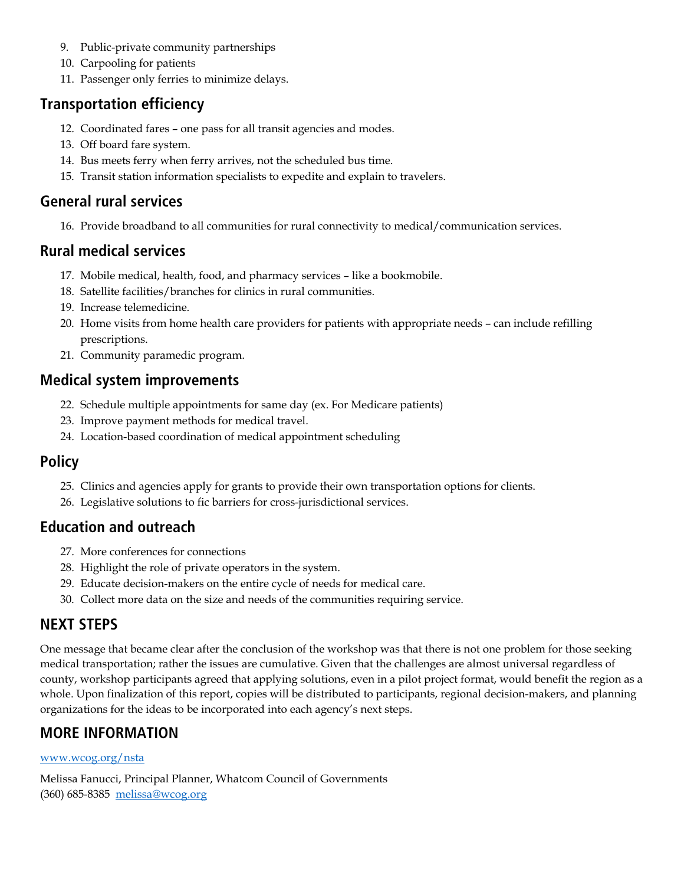9. Public-private community partnerships
10. Carpooling for patients
11. Passenger only ferries to minimize delays.

## Transportation efficiency

12. Coordinated fares – one pass for all transit agencies and modes.
13. Off board fare system.
14. Bus meets ferry when ferry arrives, not the scheduled bus time.
15. Transit station information specialists to expedite and explain to travelers.

## General rural services

16. Provide broadband to all communities for rural connectivity to medical/communication services.

## Rural medical services

17. Mobile medical, health, food, and pharmacy services – like a bookmobile.
18. Satellite facilities/branches for clinics in rural communities.
19. Increase telemedicine.
20. Home visits from home health care providers for patients with appropriate needs – can include refilling prescriptions.
21. Community paramedic program.

## Medical system improvements

22. Schedule multiple appointments for same day (ex. For Medicare patients)
23. Improve payment methods for medical travel.
24. Location-based coordination of medical appointment scheduling

## Policy

25. Clinics and agencies apply for grants to provide their own transportation options for clients.
26. Legislative solutions to fic barriers for cross-jurisdictional services.

## Education and outreach

27. More conferences for connections
28. Highlight the role of private operators in the system.
29. Educate decision-makers on the entire cycle of needs for medical care.
30. Collect more data on the size and needs of the communities requiring service.

## NEXT STEPS

One message that became clear after the conclusion of the workshop was that there is not one problem for those seeking medical transportation; rather the issues are cumulative. Given that the challenges are almost universal regardless of county, workshop participants agreed that applying solutions, even in a pilot project format, would benefit the region as a whole. Upon finalization of this report, copies will be distributed to participants, regional decision-makers, and planning organizations for the ideas to be incorporated into each agency's next steps.

## MORE INFORMATION

www.wcog.org/nsta

Melissa Fanucci, Principal Planner, Whatcom Council of Governments
(360) 685-8385 melissa@wcog.org